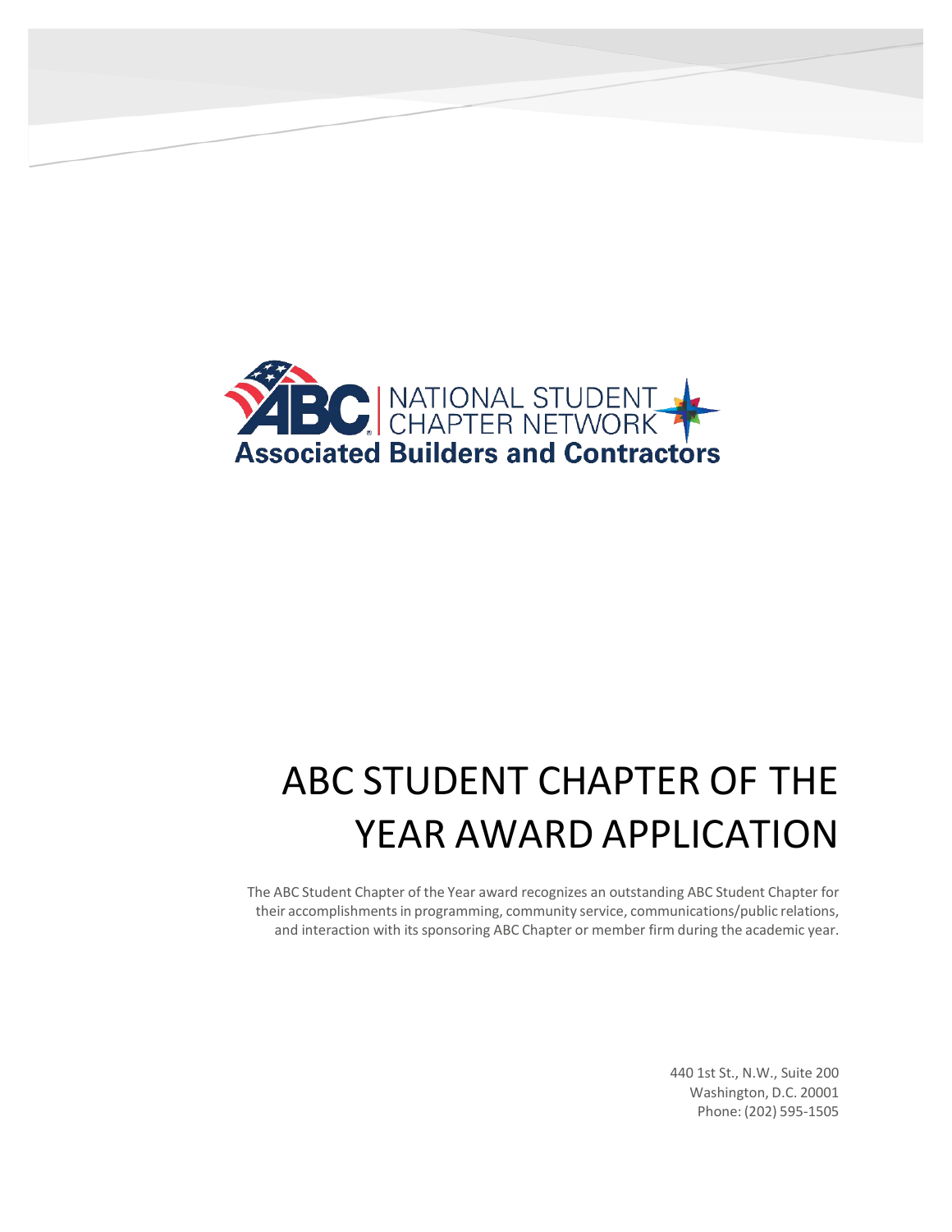ABC | NATIONAL STUDENT CHAPTER NETWORK
Associated Builders and Contractors

# ABC STUDENT CHAPTER OF THE YEAR AWARD APPLICATION

The ABC Student Chapter of the Year award recognizes an outstanding ABC Student Chapter for their accomplishments in programming, community service, communications/public relations, and interaction with its sponsoring ABC Chapter or member firm during the academic year.

440 1st St., N.W., Suite 200
Washington, D.C. 20001
Phone: (202) 595-1505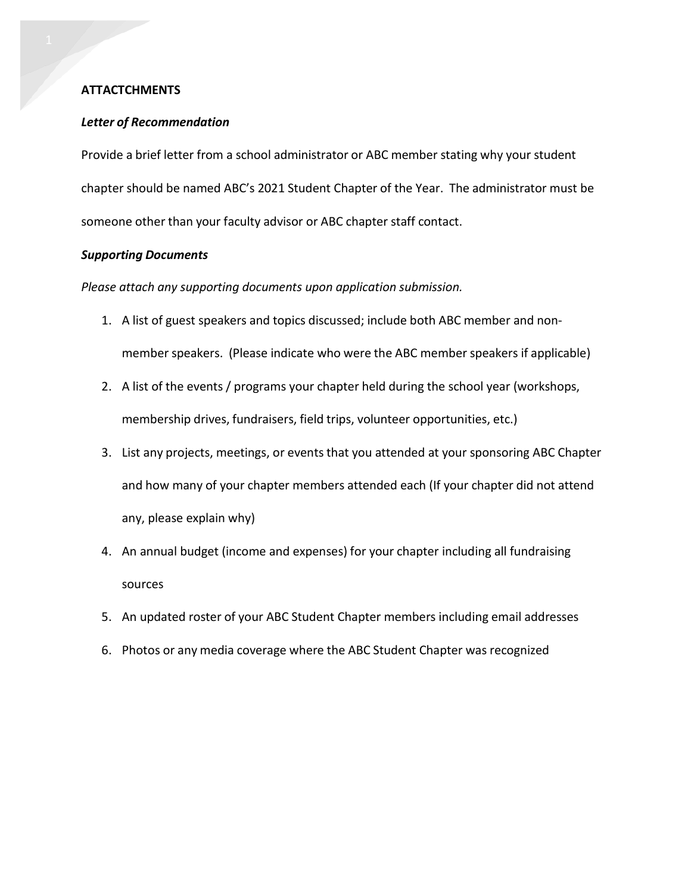**ATTACTCHMENTS**

***Letter of Recommendation***

Provide a brief letter from a school administrator or ABC member stating why your student chapter should be named ABC's 2021 Student Chapter of the Year. The administrator must be someone other than your faculty advisor or ABC chapter staff contact.

***Supporting Documents***

*Please attach any supporting documents upon application submission.*

1. A list of guest speakers and topics discussed; include both ABC member and non-member speakers. (Please indicate who were the ABC member speakers if applicable)
2. A list of the events / programs your chapter held during the school year (workshops, membership drives, fundraisers, field trips, volunteer opportunities, etc.)
3. List any projects, meetings, or events that you attended at your sponsoring ABC Chapter and how many of your chapter members attended each (If your chapter did not attend any, please explain why)
4. An annual budget (income and expenses) for your chapter including all fundraising sources
5. An updated roster of your ABC Student Chapter members including email addresses
6. Photos or any media coverage where the ABC Student Chapter was recognized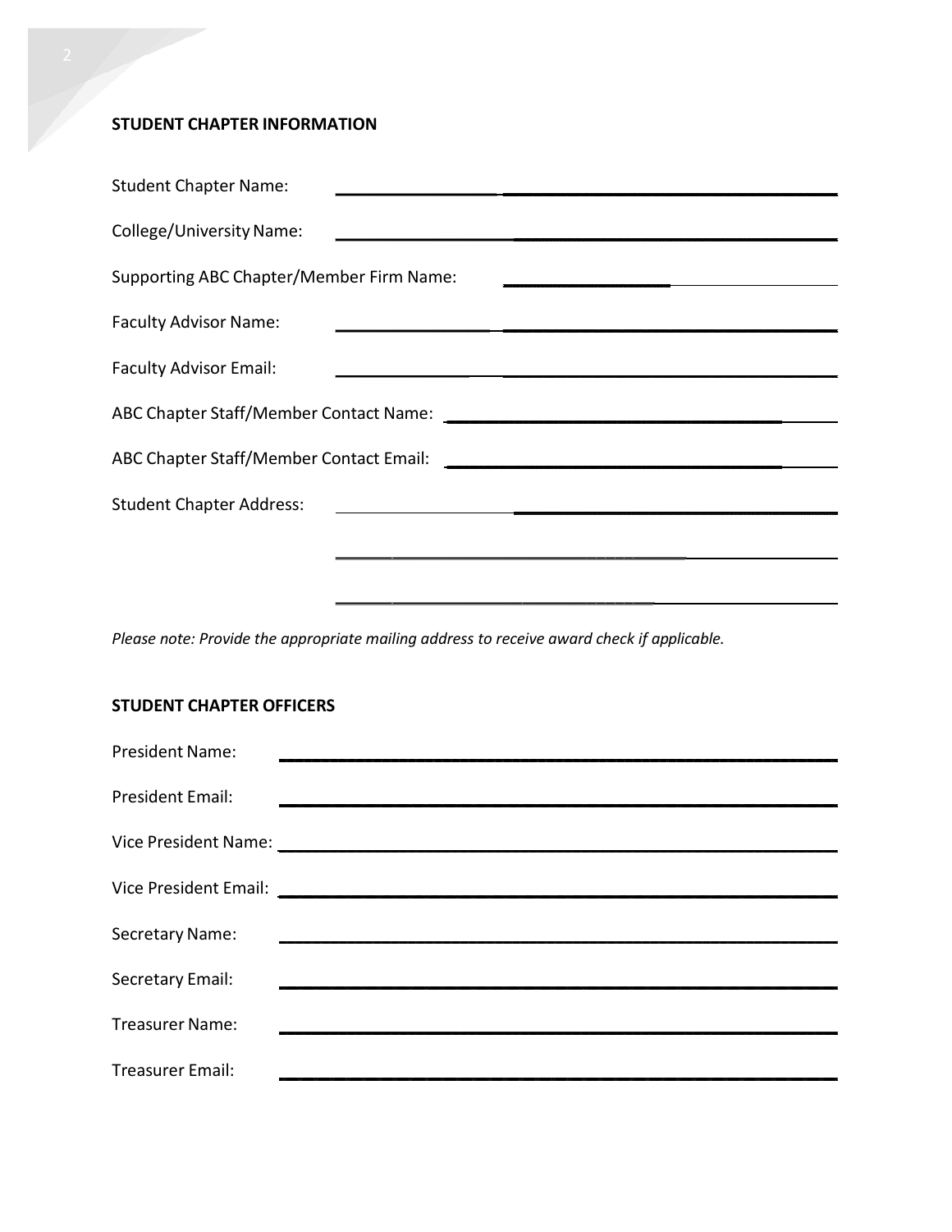**STUDENT CHAPTER INFORMATION**

Student Chapter Name: ________________________________________

College/University Name: ________________________________________

Supporting ABC Chapter/Member Firm Name: ________________________________________

Faculty Advisor Name: ________________________________________

Faculty Advisor Email: ________________________________________

ABC Chapter Staff/Member Contact Name: ________________________________________

ABC Chapter Staff/Member Contact Email: ________________________________________

Student Chapter Address: ________________________________________

________________________________________

________________________________________

*Please note: Provide the appropriate mailing address to receive award check if applicable.*

**STUDENT CHAPTER OFFICERS**

President Name: ________________________________________

President Email: ________________________________________

Vice President Name: ________________________________________

Vice President Email: ________________________________________

Secretary Name: ________________________________________

Secretary Email: ________________________________________

Treasurer Name: ________________________________________

Treasurer Email: ________________________________________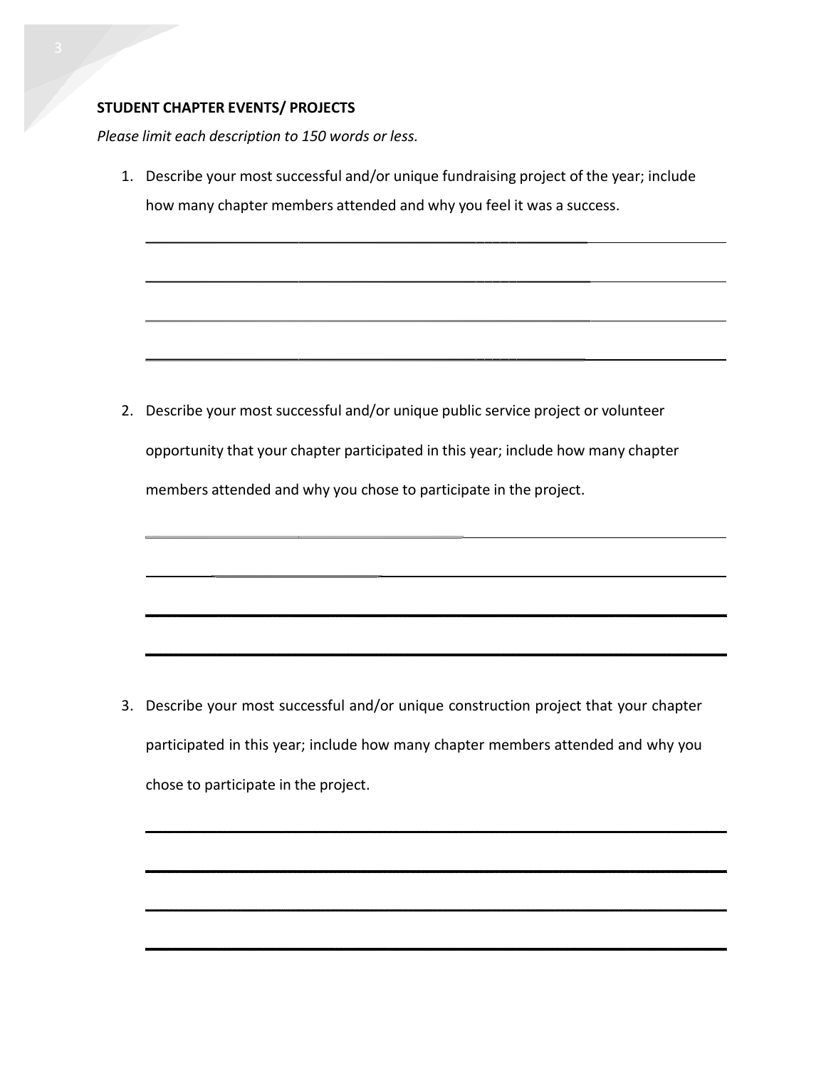**STUDENT CHAPTER EVENTS/ PROJECTS**

*Please limit each description to 150 words or less.*

1. Describe your most successful and/or unique fundraising project of the year; include how many chapter members attended and why you feel it was a success.

2. Describe your most successful and/or unique public service project or volunteer opportunity that your chapter participated in this year; include how many chapter members attended and why you chose to participate in the project.

3. Describe your most successful and/or unique construction project that your chapter participated in this year; include how many chapter members attended and why you chose to participate in the project.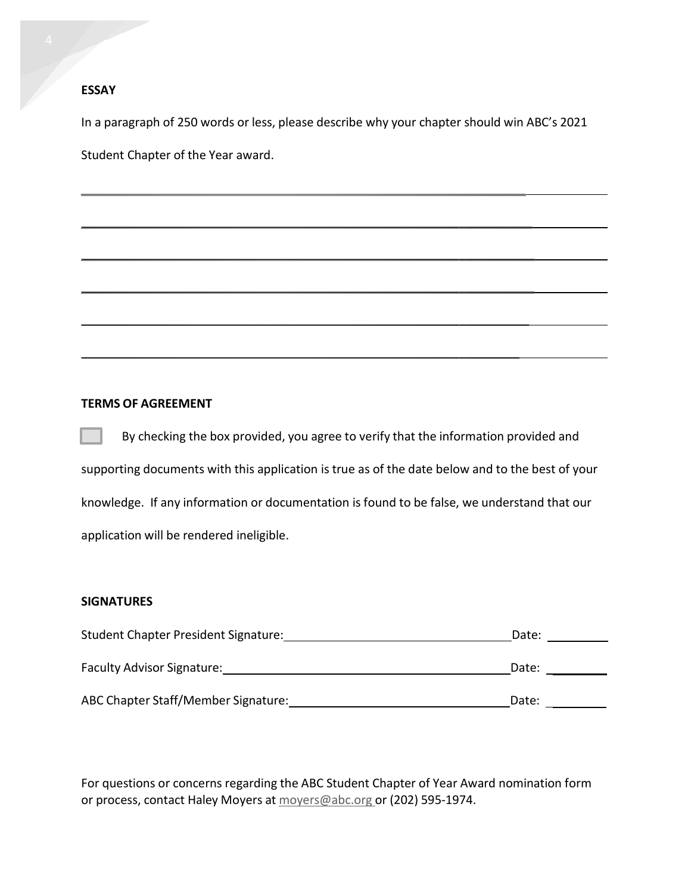**ESSAY**

In a paragraph of 250 words or less, please describe why your chapter should win ABC's 2021 Student Chapter of the Year award.

______________________________________________________________________

______________________________________________________________________

______________________________________________________________________

______________________________________________________________________

______________________________________________________________________

______________________________________________________________________

**TERMS OF AGREEMENT**

☐ By checking the box provided, you agree to verify that the information provided and supporting documents with this application is true as of the date below and to the best of your knowledge. If any information or documentation is found to be false, we understand that our application will be rendered ineligible.

**SIGNATURES**

Student Chapter President Signature: ________________________________ Date: __________

Faculty Advisor Signature: ________________________________________ Date: __________

ABC Chapter Staff/Member Signature: _______________________________ Date: __________

For questions or concerns regarding the ABC Student Chapter of Year Award nomination form or process, contact Haley Moyers at moyers@abc.org or (202) 595-1974.